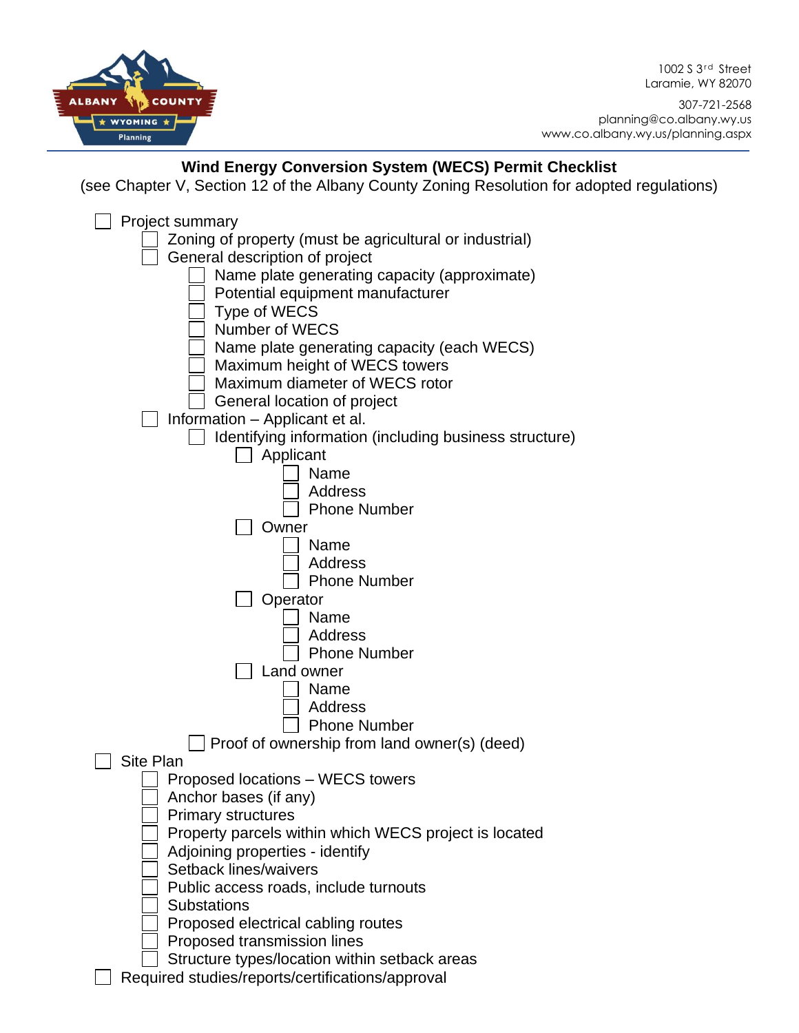1002 S 3rd Street
Laramie, WY 82070

307-721-2568
planning@co.albany.wy.us
www.co.albany.wy.us/planning.aspx

## Wind Energy Conversion System (WECS) Permit Checklist

(see Chapter V, Section 12 of the Albany County Zoning Resolution for adopted regulations)

- [ ] Project summary
  - [ ] Zoning of property (must be agricultural or industrial)
  - [ ] General description of project
    - [ ] Name plate generating capacity (approximate)
    - [ ] Potential equipment manufacturer
    - [ ] Type of WECS
    - [ ] Number of WECS
    - [ ] Name plate generating capacity (each WECS)
    - [ ] Maximum height of WECS towers
    - [ ] Maximum diameter of WECS rotor
    - [ ] General location of project
  - [ ] Information – Applicant et al.
    - [ ] Identifying information (including business structure)
      - [ ] Applicant
        - [ ] Name
        - [ ] Address
        - [ ] Phone Number
      - [ ] Owner
        - [ ] Name
        - [ ] Address
        - [ ] Phone Number
      - [ ] Operator
        - [ ] Name
        - [ ] Address
        - [ ] Phone Number
      - [ ] Land owner
        - [ ] Name
        - [ ] Address
        - [ ] Phone Number
    - [ ] Proof of ownership from land owner(s) (deed)
- [ ] Site Plan
  - [ ] Proposed locations – WECS towers
  - [ ] Anchor bases (if any)
  - [ ] Primary structures
  - [ ] Property parcels within which WECS project is located
  - [ ] Adjoining properties - identify
  - [ ] Setback lines/waivers
  - [ ] Public access roads, include turnouts
  - [ ] Substations
  - [ ] Proposed electrical cabling routes
  - [ ] Proposed transmission lines
  - [ ] Structure types/location within setback areas
- [ ] Required studies/reports/certifications/approval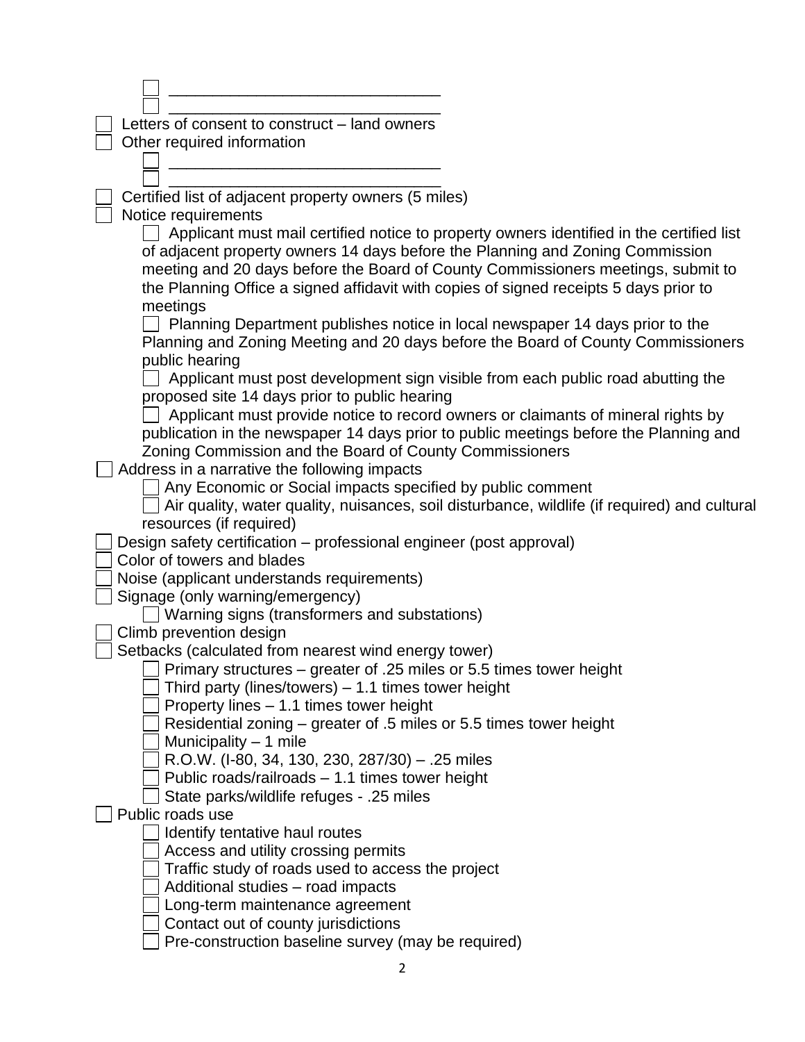- [ ] ______________________________
- [ ] ______________________________

- [ ] Letters of consent to construct – land owners
- [ ] Other required information
    - [ ] ______________________________
    - [ ] ______________________________
- [ ] Certified list of adjacent property owners (5 miles)
- [ ] Notice requirements
    - [ ] Applicant must mail certified notice to property owners identified in the certified list of adjacent property owners 14 days before the Planning and Zoning Commission meeting and 20 days before the Board of County Commissioners meetings, submit to the Planning Office a signed affidavit with copies of signed receipts 5 days prior to meetings
    - [ ] Planning Department publishes notice in local newspaper 14 days prior to the Planning and Zoning Meeting and 20 days before the Board of County Commissioners public hearing
    - [ ] Applicant must post development sign visible from each public road abutting the proposed site 14 days prior to public hearing
    - [ ] Applicant must provide notice to record owners or claimants of mineral rights by publication in the newspaper 14 days prior to public meetings before the Planning and Zoning Commission and the Board of County Commissioners
- [ ] Address in a narrative the following impacts
    - [ ] Any Economic or Social impacts specified by public comment
    - [ ] Air quality, water quality, nuisances, soil disturbance, wildlife (if required) and cultural resources (if required)
- [ ] Design safety certification – professional engineer (post approval)
- [ ] Color of towers and blades
- [ ] Noise (applicant understands requirements)
- [ ] Signage (only warning/emergency)
    - [ ] Warning signs (transformers and substations)
- [ ] Climb prevention design
- [ ] Setbacks (calculated from nearest wind energy tower)
    - [ ] Primary structures – greater of .25 miles or 5.5 times tower height
    - [ ] Third party (lines/towers) – 1.1 times tower height
    - [ ] Property lines – 1.1 times tower height
    - [ ] Residential zoning – greater of .5 miles or 5.5 times tower height
    - [ ] Municipality – 1 mile
    - [ ] R.O.W. (I-80, 34, 130, 230, 287/30) – .25 miles
    - [ ] Public roads/railroads – 1.1 times tower height
    - [ ] State parks/wildlife refuges - .25 miles
- [ ] Public roads use
    - [ ] Identify tentative haul routes
    - [ ] Access and utility crossing permits
    - [ ] Traffic study of roads used to access the project
    - [ ] Additional studies – road impacts
    - [ ] Long-term maintenance agreement
    - [ ] Contact out of county jurisdictions
    - [ ] Pre-construction baseline survey (may be required)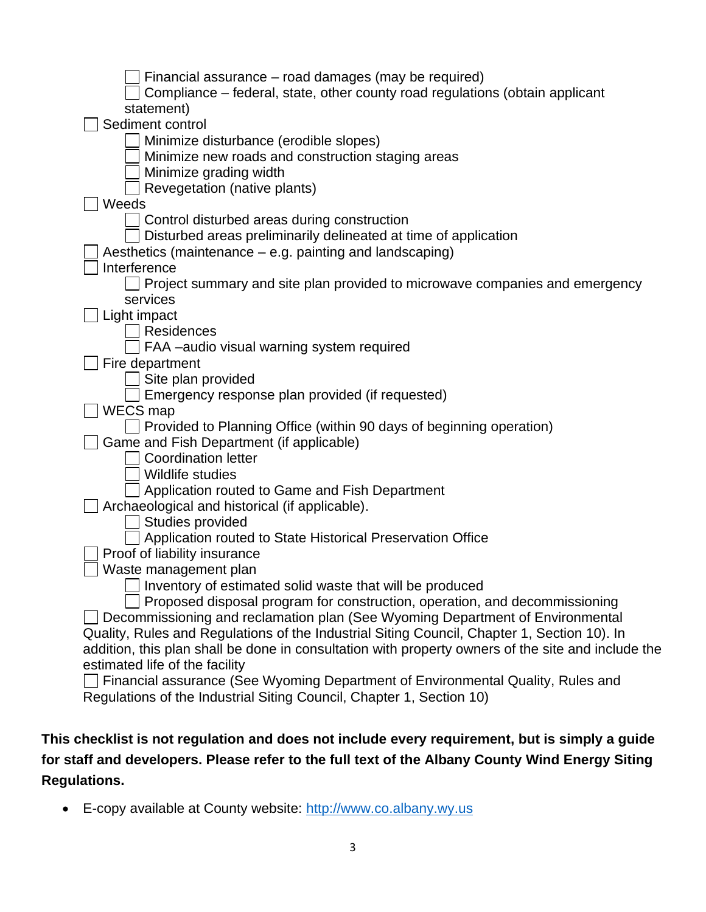- [ ] Financial assurance – road damages (may be required)
- [ ] Compliance – federal, state, other county road regulations (obtain applicant statement)

- [ ] Sediment control
  - [ ] Minimize disturbance (erodible slopes)
  - [ ] Minimize new roads and construction staging areas
  - [ ] Minimize grading width
  - [ ] Revegetation (native plants)
- [ ] Weeds
  - [ ] Control disturbed areas during construction
  - [ ] Disturbed areas preliminarily delineated at time of application
- [ ] Aesthetics (maintenance – e.g. painting and landscaping)
- [ ] Interference
  - [ ] Project summary and site plan provided to microwave companies and emergency services
- [ ] Light impact
  - [ ] Residences
  - [ ] FAA –audio visual warning system required
- [ ] Fire department
  - [ ] Site plan provided
  - [ ] Emergency response plan provided (if requested)
- [ ] WECS map
  - [ ] Provided to Planning Office (within 90 days of beginning operation)
- [ ] Game and Fish Department (if applicable)
  - [ ] Coordination letter
  - [ ] Wildlife studies
  - [ ] Application routed to Game and Fish Department
- [ ] Archaeological and historical (if applicable).
  - [ ] Studies provided
  - [ ] Application routed to State Historical Preservation Office
- [ ] Proof of liability insurance
- [ ] Waste management plan
  - [ ] Inventory of estimated solid waste that will be produced
  - [ ] Proposed disposal program for construction, operation, and decommissioning
- [ ] Decommissioning and reclamation plan (See Wyoming Department of Environmental Quality, Rules and Regulations of the Industrial Siting Council, Chapter 1, Section 10). In addition, this plan shall be done in consultation with property owners of the site and include the estimated life of the facility
- [ ] Financial assurance (See Wyoming Department of Environmental Quality, Rules and Regulations of the Industrial Siting Council, Chapter 1, Section 10)

**This checklist is not regulation and does not include every requirement, but is simply a guide for staff and developers. Please refer to the full text of the Albany County Wind Energy Siting Regulations.**

- E-copy available at County website: [http://www.co.albany.wy.us](http://www.co.albany.wy.us)